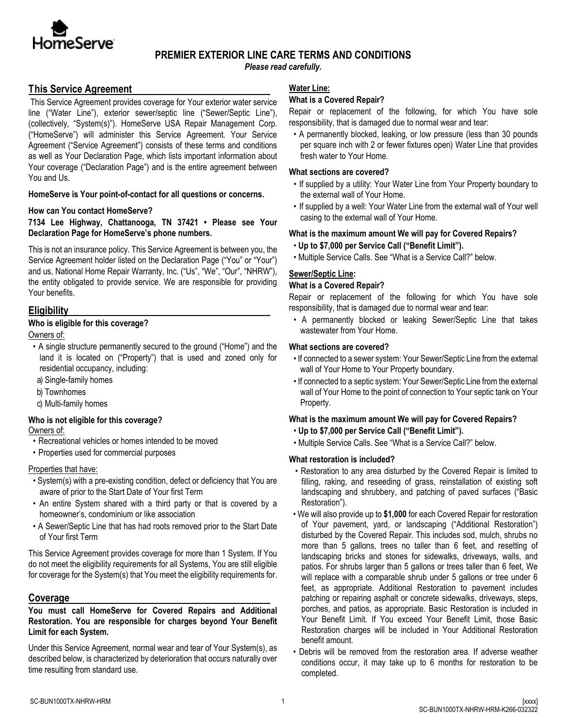# PREMIER EXTERIOR LINE CARE TERMS AND CONDITIONS

***Please read carefully.***

## This Service Agreement

This Service Agreement provides coverage for Your exterior water service line ("Water Line"), exterior sewer/septic line ("Sewer/Septic Line"), (collectively, "System(s)"). HomeServe USA Repair Management Corp. ("HomeServe") will administer this Service Agreement. Your Service Agreement ("Service Agreement") consists of these terms and conditions as well as Your Declaration Page, which lists important information about Your coverage ("Declaration Page") and is the entire agreement between You and Us.

**HomeServe is Your point-of-contact for all questions or concerns.**

**How can You contact HomeServe?**

**7134 Lee Highway, Chattanooga, TN 37421 • Please see Your Declaration Page for HomeServe's phone numbers.**

This is not an insurance policy. This Service Agreement is between you, the Service Agreement holder listed on the Declaration Page ("You" or "Your") and us, National Home Repair Warranty, Inc. ("Us", "We", "Our", "NHRW"), the entity obligated to provide service. We are responsible for providing Your benefits.

## Eligibility

**Who is eligible for this coverage?**

Owners of:

- A single structure permanently secured to the ground ("Home") and the land it is located on ("Property") that is used and zoned only for residential occupancy, including:
  a) Single-family homes
  b) Townhomes
  c) Multi-family homes

**Who is not eligible for this coverage?**

Owners of:

- Recreational vehicles or homes intended to be moved
- Properties used for commercial purposes

Properties that have:

- System(s) with a pre-existing condition, defect or deficiency that You are aware of prior to the Start Date of Your first Term
- An entire System shared with a third party or that is covered by a homeowner's, condominium or like association
- A Sewer/Septic Line that has had roots removed prior to the Start Date of Your first Term

This Service Agreement provides coverage for more than 1 System. If You do not meet the eligibility requirements for all Systems, You are still eligible for coverage for the System(s) that You meet the eligibility requirements for.

## Coverage

**You must call HomeServe for Covered Repairs and Additional Restoration. You are responsible for charges beyond Your Benefit Limit for each System.**

Under this Service Agreement, normal wear and tear of Your System(s), as described below, is characterized by deterioration that occurs naturally over time resulting from standard use.

### Water Line:

**What is a Covered Repair?**

Repair or replacement of the following, for which You have sole responsibility, that is damaged due to normal wear and tear:

- A permanently blocked, leaking, or low pressure (less than 30 pounds per square inch with 2 or fewer fixtures open) Water Line that provides fresh water to Your Home.

**What sections are covered?**

- If supplied by a utility: Your Water Line from Your Property boundary to the external wall of Your Home.
- If supplied by a well: Your Water Line from the external wall of Your well casing to the external wall of Your Home.

**What is the maximum amount We will pay for Covered Repairs?**

- **Up to $7,000 per Service Call ("Benefit Limit").**
- Multiple Service Calls. See "What is a Service Call?" below.

### Sewer/Septic Line:

**What is a Covered Repair?**

Repair or replacement of the following for which You have sole responsibility, that is damaged due to normal wear and tear:

- A permanently blocked or leaking Sewer/Septic Line that takes wastewater from Your Home.

**What sections are covered?**

- If connected to a sewer system: Your Sewer/Septic Line from the external wall of Your Home to Your Property boundary.
- If connected to a septic system: Your Sewer/Septic Line from the external wall of Your Home to the point of connection to Your septic tank on Your Property.

**What is the maximum amount We will pay for Covered Repairs?**

- **Up to $7,000 per Service Call ("Benefit Limit").**
- Multiple Service Calls. See "What is a Service Call?" below.

**What restoration is included?**

- Restoration to any area disturbed by the Covered Repair is limited to filling, raking, and reseeding of grass, reinstallation of existing soft landscaping and shrubbery, and patching of paved surfaces ("Basic Restoration").
- We will also provide up to **$1,000** for each Covered Repair for restoration of Your pavement, yard, or landscaping ("Additional Restoration") disturbed by the Covered Repair. This includes sod, mulch, shrubs no more than 5 gallons, trees no taller than 6 feet, and resetting of landscaping bricks and stones for sidewalks, driveways, walls, and patios. For shrubs larger than 5 gallons or trees taller than 6 feet, We will replace with a comparable shrub under 5 gallons or tree under 6 feet, as appropriate. Additional Restoration to pavement includes patching or repairing asphalt or concrete sidewalks, driveways, steps, porches, and patios, as appropriate. Basic Restoration is included in Your Benefit Limit. If You exceed Your Benefit Limit, those Basic Restoration charges will be included in Your Additional Restoration benefit amount.
- Debris will be removed from the restoration area. If adverse weather conditions occur, it may take up to 6 months for restoration to be completed.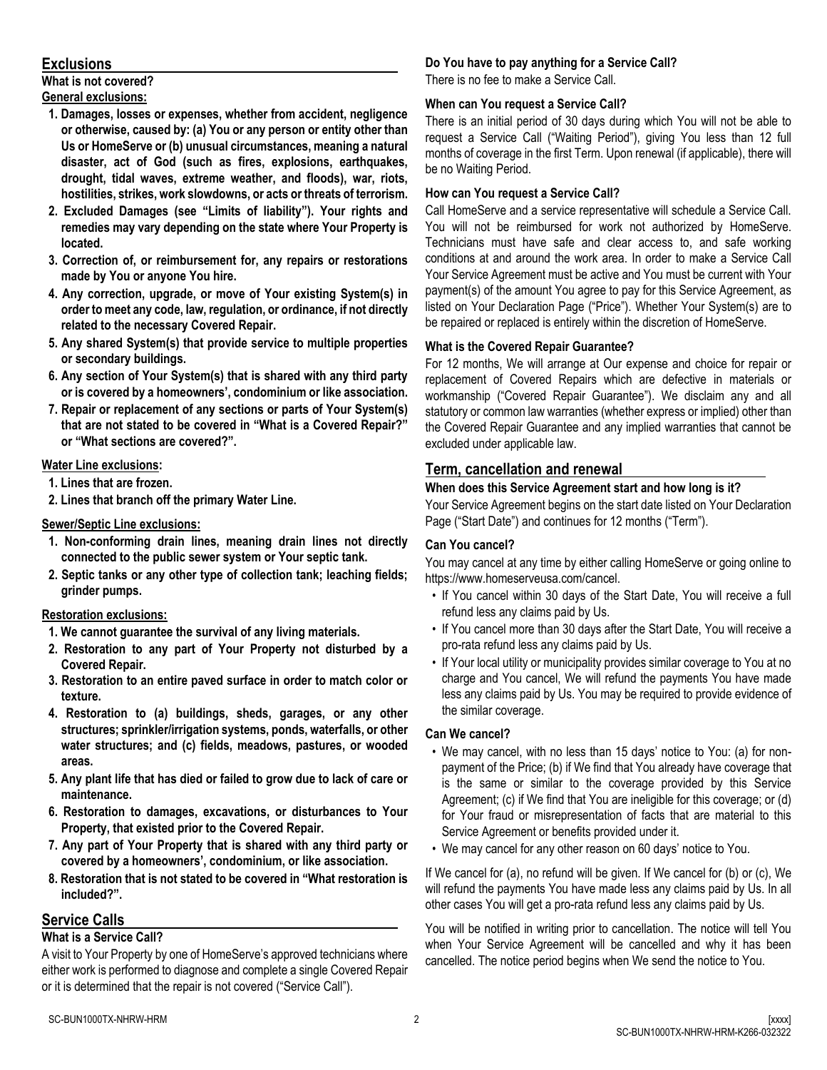## Exclusions

**What is not covered?**

**General exclusions:**

1. **Damages, losses or expenses, whether from accident, negligence or otherwise, caused by: (a) You or any person or entity other than Us or HomeServe or (b) unusual circumstances, meaning a natural disaster, act of God (such as fires, explosions, earthquakes, drought, tidal waves, extreme weather, and floods), war, riots, hostilities, strikes, work slowdowns, or acts or threats of terrorism.**
2. **Excluded Damages (see "Limits of liability"). Your rights and remedies may vary depending on the state where Your Property is located.**
3. **Correction of, or reimbursement for, any repairs or restorations made by You or anyone You hire.**
4. **Any correction, upgrade, or move of Your existing System(s) in order to meet any code, law, regulation, or ordinance, if not directly related to the necessary Covered Repair.**
5. **Any shared System(s) that provide service to multiple properties or secondary buildings.**
6. **Any section of Your System(s) that is shared with any third party or is covered by a homeowners', condominium or like association.**
7. **Repair or replacement of any sections or parts of Your System(s) that are not stated to be covered in "What is a Covered Repair?" or "What sections are covered?".**

**Water Line exclusions:**

1. **Lines that are frozen.**
2. **Lines that branch off the primary Water Line.**

**Sewer/Septic Line exclusions:**

1. **Non-conforming drain lines, meaning drain lines not directly connected to the public sewer system or Your septic tank.**
2. **Septic tanks or any other type of collection tank; leaching fields; grinder pumps.**

**Restoration exclusions:**

1. **We cannot guarantee the survival of any living materials.**
2. **Restoration to any part of Your Property not disturbed by a Covered Repair.**
3. **Restoration to an entire paved surface in order to match color or texture.**
4. **Restoration to (a) buildings, sheds, garages, or any other structures; sprinkler/irrigation systems, ponds, waterfalls, or other water structures; and (c) fields, meadows, pastures, or wooded areas.**
5. **Any plant life that has died or failed to grow due to lack of care or maintenance.**
6. **Restoration to damages, excavations, or disturbances to Your Property, that existed prior to the Covered Repair.**
7. **Any part of Your Property that is shared with any third party or covered by a homeowners', condominium, or like association.**
8. **Restoration that is not stated to be covered in "What restoration is included?".**

## Service Calls

**What is a Service Call?**

A visit to Your Property by one of HomeServe's approved technicians where either work is performed to diagnose and complete a single Covered Repair or it is determined that the repair is not covered ("Service Call").

**Do You have to pay anything for a Service Call?**

There is no fee to make a Service Call.

**When can You request a Service Call?**

There is an initial period of 30 days during which You will not be able to request a Service Call ("Waiting Period"), giving You less than 12 full months of coverage in the first Term. Upon renewal (if applicable), there will be no Waiting Period.

**How can You request a Service Call?**

Call HomeServe and a service representative will schedule a Service Call. You will not be reimbursed for work not authorized by HomeServe. Technicians must have safe and clear access to, and safe working conditions at and around the work area. In order to make a Service Call Your Service Agreement must be active and You must be current with Your payment(s) of the amount You agree to pay for this Service Agreement, as listed on Your Declaration Page ("Price"). Whether Your System(s) are to be repaired or replaced is entirely within the discretion of HomeServe.

**What is the Covered Repair Guarantee?**

For 12 months, We will arrange at Our expense and choice for repair or replacement of Covered Repairs which are defective in materials or workmanship ("Covered Repair Guarantee"). We disclaim any and all statutory or common law warranties (whether express or implied) other than the Covered Repair Guarantee and any implied warranties that cannot be excluded under applicable law.

## Term, cancellation and renewal

**When does this Service Agreement start and how long is it?**

Your Service Agreement begins on the start date listed on Your Declaration Page ("Start Date") and continues for 12 months ("Term").

**Can You cancel?**

You may cancel at any time by either calling HomeServe or going online to https://www.homeserveusa.com/cancel.

- If You cancel within 30 days of the Start Date, You will receive a full refund less any claims paid by Us.
- If You cancel more than 30 days after the Start Date, You will receive a pro-rata refund less any claims paid by Us.
- If Your local utility or municipality provides similar coverage to You at no charge and You cancel, We will refund the payments You have made less any claims paid by Us. You may be required to provide evidence of the similar coverage.

**Can We cancel?**

- We may cancel, with no less than 15 days' notice to You: (a) for non-payment of the Price; (b) if We find that You already have coverage that is the same or similar to the coverage provided by this Service Agreement; (c) if We find that You are ineligible for this coverage; or (d) for Your fraud or misrepresentation of facts that are material to this Service Agreement or benefits provided under it.
- We may cancel for any other reason on 60 days' notice to You.

If We cancel for (a), no refund will be given. If We cancel for (b) or (c), We will refund the payments You have made less any claims paid by Us. In all other cases You will get a pro-rata refund less any claims paid by Us.

You will be notified in writing prior to cancellation. The notice will tell You when Your Service Agreement will be cancelled and why it has been cancelled. The notice period begins when We send the notice to You.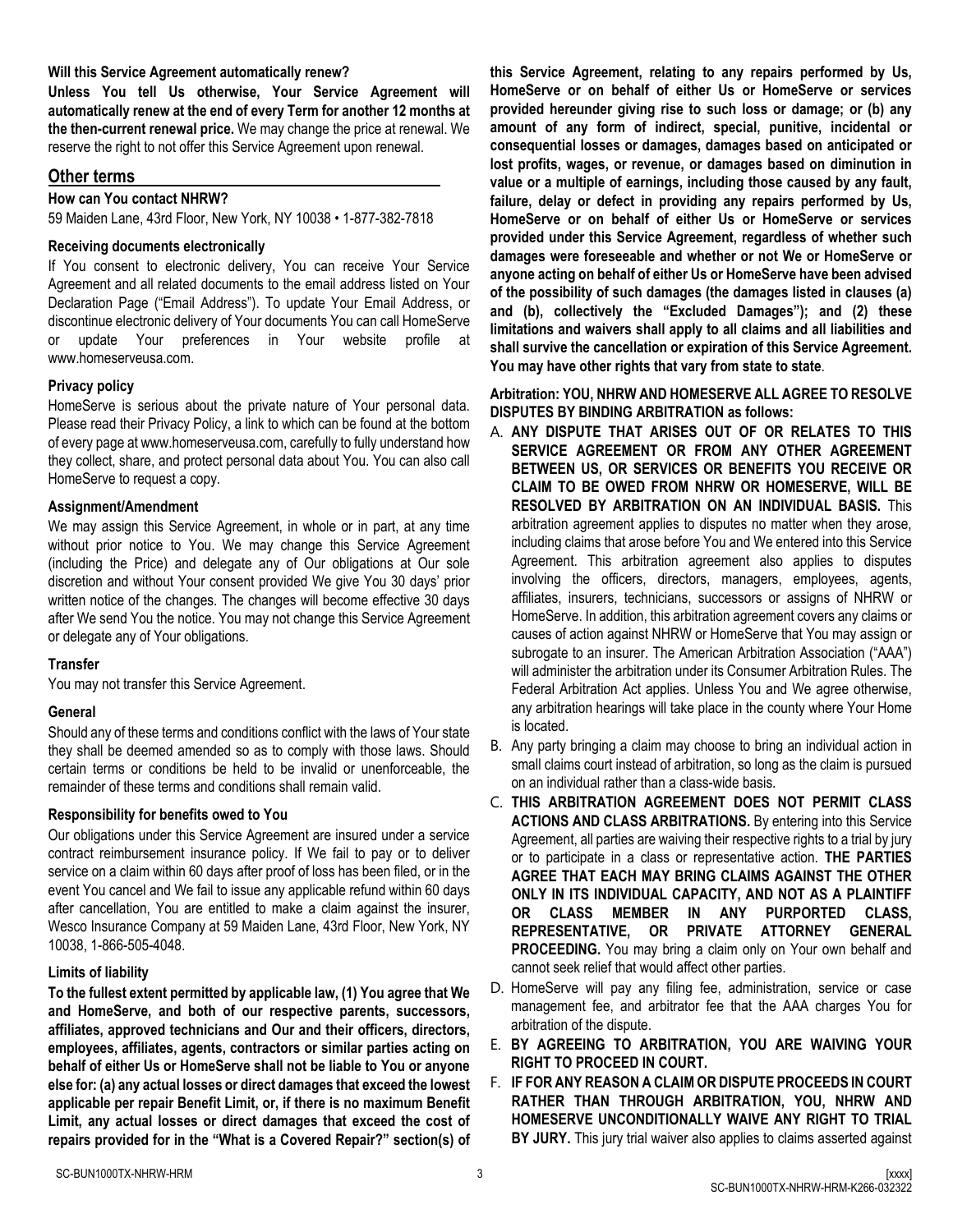**Will this Service Agreement automatically renew?**

**Unless You tell Us otherwise, Your Service Agreement will automatically renew at the end of every Term for another 12 months at the then-current renewal price.** We may change the price at renewal. We reserve the right to not offer this Service Agreement upon renewal.

## Other terms

**How can You contact NHRW?**

59 Maiden Lane, 43rd Floor, New York, NY 10038 • 1-877-382-7818

**Receiving documents electronically**

If You consent to electronic delivery, You can receive Your Service Agreement and all related documents to the email address listed on Your Declaration Page ("Email Address"). To update Your Email Address, or discontinue electronic delivery of Your documents You can call HomeServe or update Your preferences in Your website profile at www.homeserveusa.com.

**Privacy policy**

HomeServe is serious about the private nature of Your personal data. Please read their Privacy Policy, a link to which can be found at the bottom of every page at www.homeserveusa.com, carefully to fully understand how they collect, share, and protect personal data about You. You can also call HomeServe to request a copy.

**Assignment/Amendment**

We may assign this Service Agreement, in whole or in part, at any time without prior notice to You. We may change this Service Agreement (including the Price) and delegate any of Our obligations at Our sole discretion and without Your consent provided We give You 30 days' prior written notice of the changes. The changes will become effective 30 days after We send You the notice. You may not change this Service Agreement or delegate any of Your obligations.

**Transfer**

You may not transfer this Service Agreement.

**General**

Should any of these terms and conditions conflict with the laws of Your state they shall be deemed amended so as to comply with those laws. Should certain terms or conditions be held to be invalid or unenforceable, the remainder of these terms and conditions shall remain valid.

**Responsibility for benefits owed to You**

Our obligations under this Service Agreement are insured under a service contract reimbursement insurance policy. If We fail to pay or to deliver service on a claim within 60 days after proof of loss has been filed, or in the event You cancel and We fail to issue any applicable refund within 60 days after cancellation, You are entitled to make a claim against the insurer, Wesco Insurance Company at 59 Maiden Lane, 43rd Floor, New York, NY 10038, 1-866-505-4048.

**Limits of liability**

**To the fullest extent permitted by applicable law, (1) You agree that We and HomeServe, and both of our respective parents, successors, affiliates, approved technicians and Our and their officers, directors, employees, affiliates, agents, contractors or similar parties acting on behalf of either Us or HomeServe shall not be liable to You or anyone else for: (a) any actual losses or direct damages that exceed the lowest applicable per repair Benefit Limit, or, if there is no maximum Benefit Limit, any actual losses or direct damages that exceed the cost of repairs provided for in the "What is a Covered Repair?" section(s) of this Service Agreement, relating to any repairs performed by Us, HomeServe or on behalf of either Us or HomeServe or services provided hereunder giving rise to such loss or damage; or (b) any amount of any form of indirect, special, punitive, incidental or consequential losses or damages, damages based on anticipated or lost profits, wages, or revenue, or damages based on diminution in value or a multiple of earnings, including those caused by any fault, failure, delay or defect in providing any repairs performed by Us, HomeServe or on behalf of either Us or HomeServe or services provided under this Service Agreement, regardless of whether such damages were foreseeable and whether or not We or HomeServe or anyone acting on behalf of either Us or HomeServe have been advised of the possibility of such damages (the damages listed in clauses (a) and (b), collectively the "Excluded Damages"); and (2) these limitations and waivers shall apply to all claims and all liabilities and shall survive the cancellation or expiration of this Service Agreement. You may have other rights that vary from state to state**.

**Arbitration: YOU, NHRW AND HOMESERVE ALL AGREE TO RESOLVE DISPUTES BY BINDING ARBITRATION as follows:**

A. **ANY DISPUTE THAT ARISES OUT OF OR RELATES TO THIS SERVICE AGREEMENT OR FROM ANY OTHER AGREEMENT BETWEEN US, OR SERVICES OR BENEFITS YOU RECEIVE OR CLAIM TO BE OWED FROM NHRW OR HOMESERVE, WILL BE RESOLVED BY ARBITRATION ON AN INDIVIDUAL BASIS.** This arbitration agreement applies to disputes no matter when they arose, including claims that arose before You and We entered into this Service Agreement. This arbitration agreement also applies to disputes involving the officers, directors, managers, employees, agents, affiliates, insurers, technicians, successors or assigns of NHRW or HomeServe. In addition, this arbitration agreement covers any claims or causes of action against NHRW or HomeServe that You may assign or subrogate to an insurer. The American Arbitration Association ("AAA") will administer the arbitration under its Consumer Arbitration Rules. The Federal Arbitration Act applies. Unless You and We agree otherwise, any arbitration hearings will take place in the county where Your Home is located.

B. Any party bringing a claim may choose to bring an individual action in small claims court instead of arbitration, so long as the claim is pursued on an individual rather than a class-wide basis.

C. **THIS ARBITRATION AGREEMENT DOES NOT PERMIT CLASS ACTIONS AND CLASS ARBITRATIONS.** By entering into this Service Agreement, all parties are waiving their respective rights to a trial by jury or to participate in a class or representative action. **THE PARTIES AGREE THAT EACH MAY BRING CLAIMS AGAINST THE OTHER ONLY IN ITS INDIVIDUAL CAPACITY, AND NOT AS A PLAINTIFF OR CLASS MEMBER IN ANY PURPORTED CLASS, REPRESENTATIVE, OR PRIVATE ATTORNEY GENERAL PROCEEDING.** You may bring a claim only on Your own behalf and cannot seek relief that would affect other parties.

D. HomeServe will pay any filing fee, administration, service or case management fee, and arbitrator fee that the AAA charges You for arbitration of the dispute.

E. **BY AGREEING TO ARBITRATION, YOU ARE WAIVING YOUR RIGHT TO PROCEED IN COURT.**

F. **IF FOR ANY REASON A CLAIM OR DISPUTE PROCEEDS IN COURT RATHER THAN THROUGH ARBITRATION, YOU, NHRW AND HOMESERVE UNCONDITIONALLY WAIVE ANY RIGHT TO TRIAL BY JURY.** This jury trial waiver also applies to claims asserted against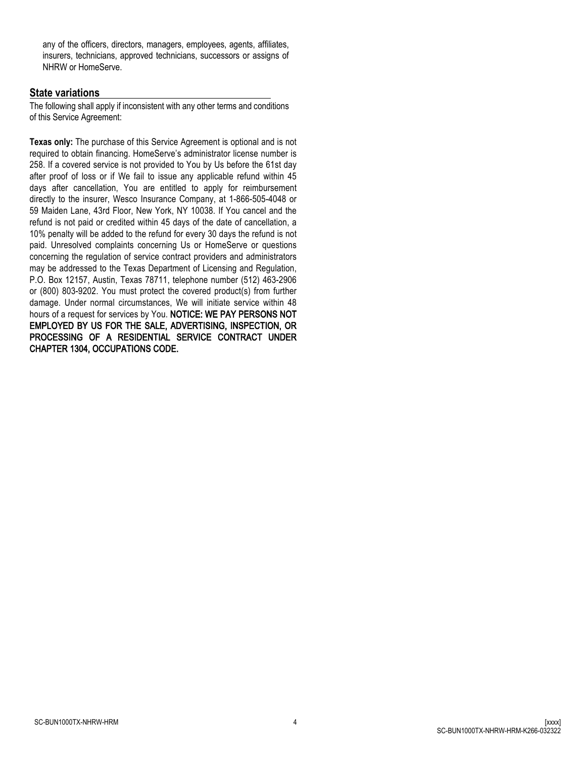any of the officers, directors, managers, employees, agents, affiliates, insurers, technicians, approved technicians, successors or assigns of NHRW or HomeServe.

## State variations

The following shall apply if inconsistent with any other terms and conditions of this Service Agreement:

**Texas only:** The purchase of this Service Agreement is optional and is not required to obtain financing. HomeServe's administrator license number is 258. If a covered service is not provided to You by Us before the 61st day after proof of loss or if We fail to issue any applicable refund within 45 days after cancellation, You are entitled to apply for reimbursement directly to the insurer, Wesco Insurance Company, at 1-866-505-4048 or 59 Maiden Lane, 43rd Floor, New York, NY 10038. If You cancel and the refund is not paid or credited within 45 days of the date of cancellation, a 10% penalty will be added to the refund for every 30 days the refund is not paid. Unresolved complaints concerning Us or HomeServe or questions concerning the regulation of service contract providers and administrators may be addressed to the Texas Department of Licensing and Regulation, P.O. Box 12157, Austin, Texas 78711, telephone number (512) 463-2906 or (800) 803-9202. You must protect the covered product(s) from further damage. Under normal circumstances, We will initiate service within 48 hours of a request for services by You. NOTICE: WE PAY PERSONS NOT EMPLOYED BY US FOR THE SALE, ADVERTISING, INSPECTION, OR PROCESSING OF A RESIDENTIAL SERVICE CONTRACT UNDER CHAPTER 1304, OCCUPATIONS CODE.

SC-BUN1000TX-NHRW-HRM

[xxxx]
SC-BUN1000TX-NHRW-HRM-K266-032322